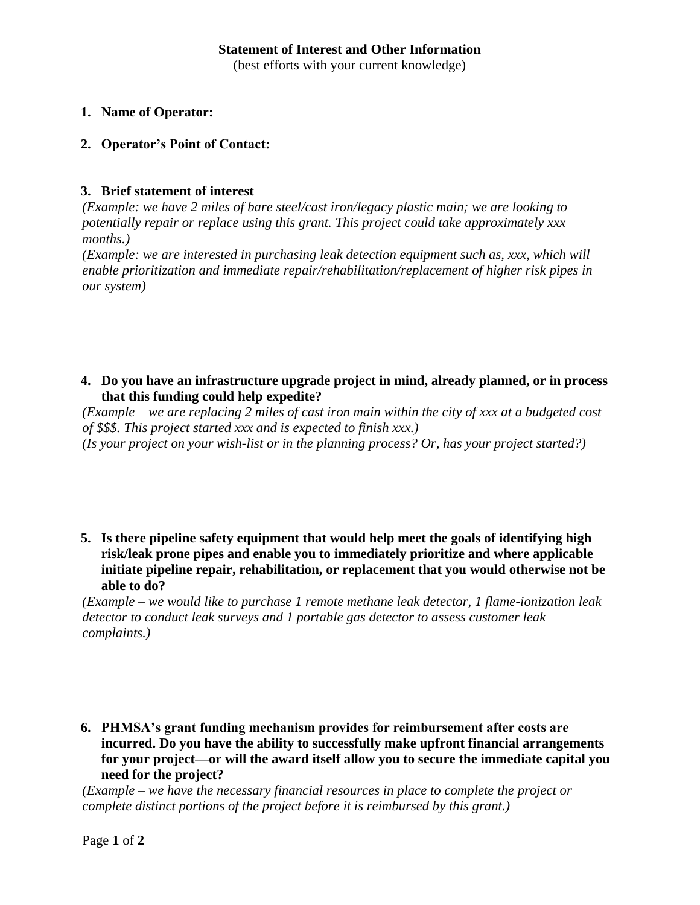**Statement of Interest and Other Information**

(best efforts with your current knowledge)

1. **Name of Operator:**

2. **Operator's Point of Contact:**

3. **Brief statement of interest**

*(Example: we have 2 miles of bare steel/cast iron/legacy plastic main; we are looking to potentially repair or replace using this grant. This project could take approximately xxx months.)*

*(Example: we are interested in purchasing leak detection equipment such as, xxx, which will enable prioritization and immediate repair/rehabilitation/replacement of higher risk pipes in our system)*

4. **Do you have an infrastructure upgrade project in mind, already planned, or in process that this funding could help expedite?**

*(Example – we are replacing 2 miles of cast iron main within the city of xxx at a budgeted cost of $$$. This project started xxx and is expected to finish xxx.)*

*(Is your project on your wish-list or in the planning process? Or, has your project started?)*

5. **Is there pipeline safety equipment that would help meet the goals of identifying high risk/leak prone pipes and enable you to immediately prioritize and where applicable initiate pipeline repair, rehabilitation, or replacement that you would otherwise not be able to do?**

*(Example – we would like to purchase 1 remote methane leak detector, 1 flame-ionization leak detector to conduct leak surveys and 1 portable gas detector to assess customer leak complaints.)*

6. **PHMSA's grant funding mechanism provides for reimbursement after costs are incurred. Do you have the ability to successfully make upfront financial arrangements for your project—or will the award itself allow you to secure the immediate capital you need for the project?**

*(Example – we have the necessary financial resources in place to complete the project or complete distinct portions of the project before it is reimbursed by this grant.)*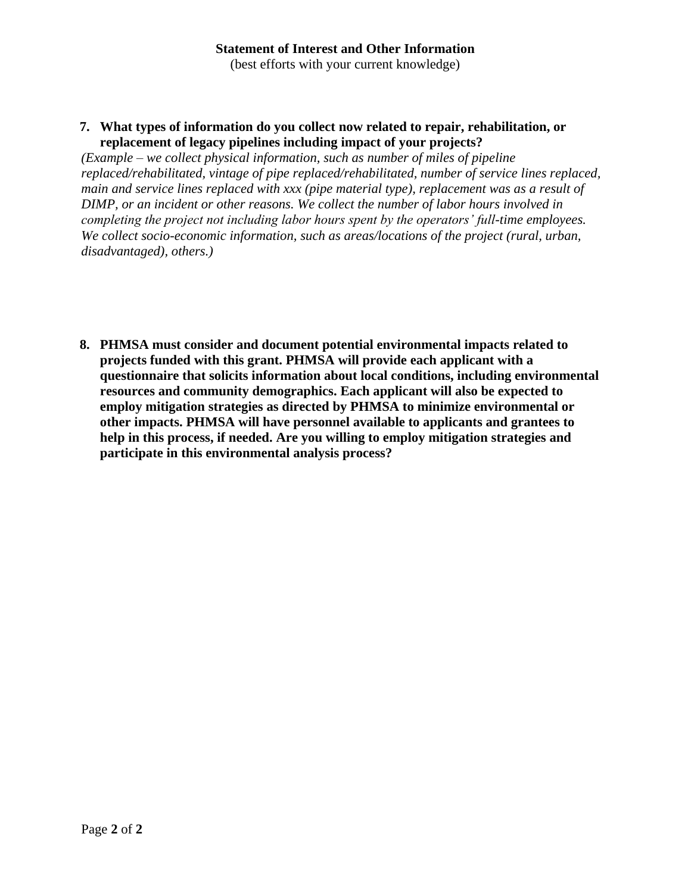**Statement of Interest and Other Information**

(best efforts with your current knowledge)

7. **What types of information do you collect now related to repair, rehabilitation, or replacement of legacy pipelines including impact of your projects?**

*(Example – we collect physical information, such as number of miles of pipeline replaced/rehabilitated, vintage of pipe replaced/rehabilitated, number of service lines replaced, main and service lines replaced with xxx (pipe material type), replacement was as a result of DIMP, or an incident or other reasons. We collect the number of labor hours involved in completing the project not including labor hours spent by the operators' full-time employees. We collect socio-economic information, such as areas/locations of the project (rural, urban, disadvantaged), others.)*

8. **PHMSA must consider and document potential environmental impacts related to projects funded with this grant. PHMSA will provide each applicant with a questionnaire that solicits information about local conditions, including environmental resources and community demographics. Each applicant will also be expected to employ mitigation strategies as directed by PHMSA to minimize environmental or other impacts. PHMSA will have personnel available to applicants and grantees to help in this process, if needed. Are you willing to employ mitigation strategies and participate in this environmental analysis process?**